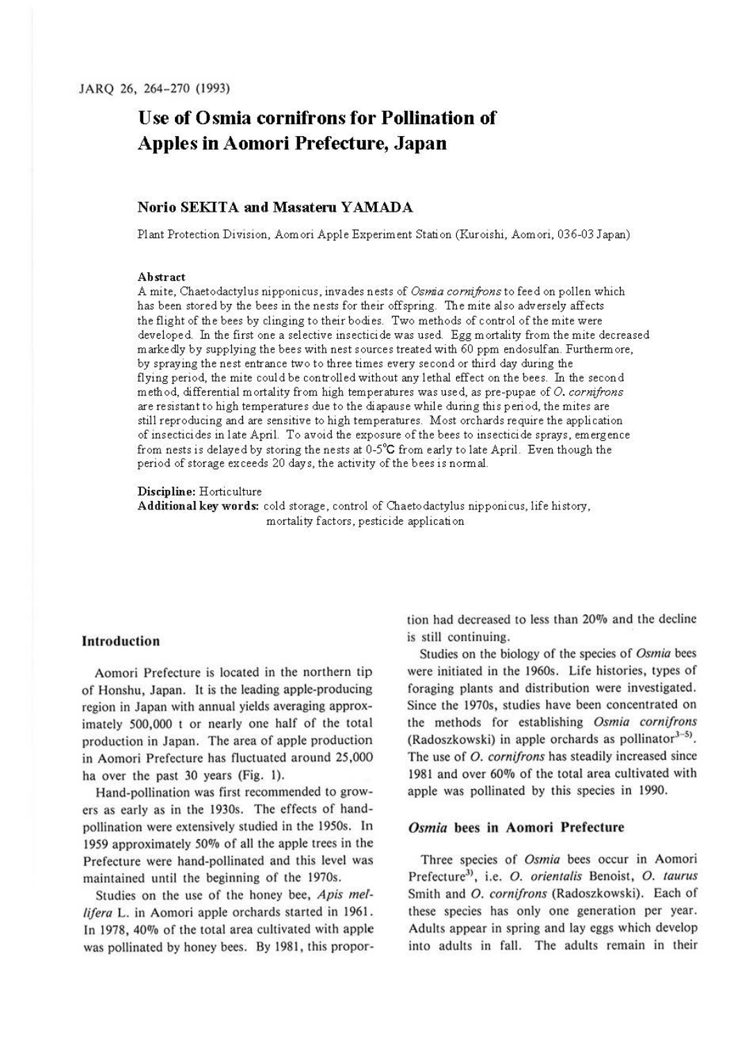# Use of Osmia cornifrons for Pollination of Apples in Aomori Prefecture, Japan

**Norio SEKITA and Masateru YAMADA**

Plant Protection Division, Aomori Apple Experiment Station (Kuroishi, Aomori, 036-03 Japan)

### Abstract

A mite, Chaetodactylus nipponicus, invades nests of *Osmia cornifrons* to feed on pollen which has been stored by the bees in the nests for their offspring. The mite also adversely affects the flight of the bees by clinging to their bodies. Two methods of control of the mite were developed. In the first one a selective insecticide was used. Egg mortality from the mite decreased markedly by supplying the bees with nest sources treated with 60 ppm endosulfan. Furthermore, by spraying the nest entrance two to three times every second or third day during the flying period, the mite could be controlled without any lethal effect on the bees. In the second method, differential mortality from high temperatures was used, as pre-pupae of *O. cornifrons* are resistant to high temperatures due to the diapause while during this period, the mites are still reproducing and are sensitive to high temperatures. Most orchards require the application of insecticides in late April. To avoid the exposure of the bees to insecticide sprays, emergence from nests is delayed by storing the nests at 0-5°C from early to late April. Even though the period of storage exceeds 20 days, the activity of the bees is normal.

**Discipline:** Horticulture
**Additional key words:** cold storage, control of Chaetodactylus nipponicus, life history, mortality factors, pesticide application

## Introduction

Aomori Prefecture is located in the northern tip of Honshu, Japan. It is the leading apple-producing region in Japan with annual yields averaging approximately 500,000 t or nearly one half of the total production in Japan. The area of apple production in Aomori Prefecture has fluctuated around 25,000 ha over the past 30 years (Fig. 1).

Hand-pollination was first recommended to growers as early as in the 1930s. The effects of hand-pollination were extensively studied in the 1950s. In 1959 approximately 50% of all the apple trees in the Prefecture were hand-pollinated and this level was maintained until the beginning of the 1970s.

Studies on the use of the honey bee, *Apis mellifera* L. in Aomori apple orchards started in 1961. In 1978, 40% of the total area cultivated with apple was pollinated by honey bees. By 1981, this proportion had decreased to less than 20% and the decline is still continuing.

Studies on the biology of the species of *Osmia* bees were initiated in the 1960s. Life histories, types of foraging plants and distribution were investigated. Since the 1970s, studies have been concentrated on the methods for establishing *Osmia cornifrons* (Radoszkowski) in apple orchards as pollinator[3-5]. The use of *O. cornifrons* has steadily increased since 1981 and over 60% of the total area cultivated with apple was pollinated by this species in 1990.

## *Osmia* bees in Aomori Prefecture

Three species of *Osmia* bees occur in Aomori Prefecture[3], i.e. *O. orientalis* Benoist, *O. taurus* Smith and *O. cornifrons* (Radoszkowski). Each of these species has only one generation per year. Adults appear in spring and lay eggs which develop into adults in fall. The adults remain in their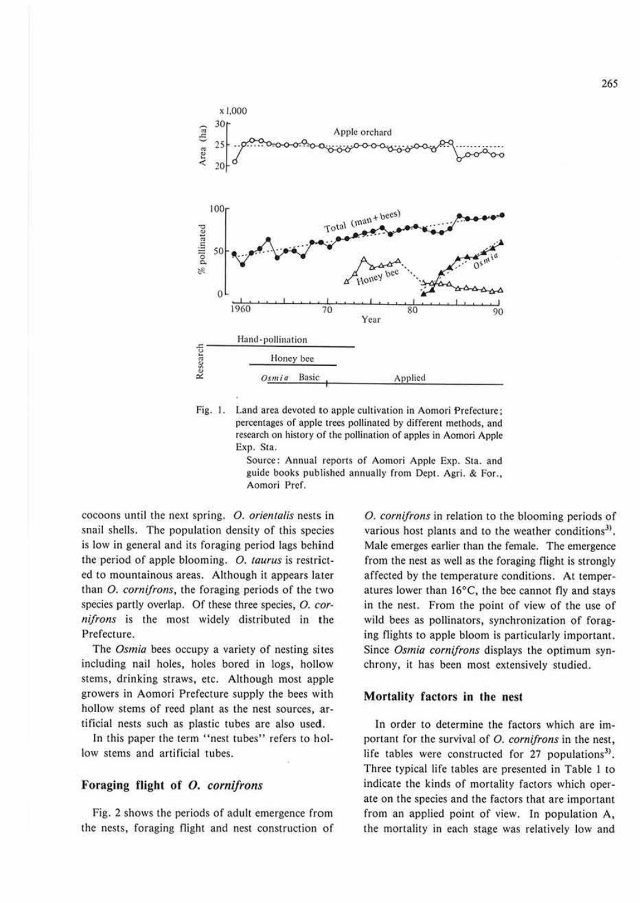Fig. 1. Land area devoted to apple cultivation in Aomori Prefecture; percentages of apple trees pollinated by different methods, and research on history of the pollination of apples in Aomori Apple Exp. Sta.

Source: Annual reports of Aomori Apple Exp. Sta. and guide books published annually from Dept. Agri. & For., Aomori Pref.

cocoons until the next spring. *O. orientalis* nests in snail shells. The population density of this species is low in general and its foraging period lags behind the period of apple blooming. *O. taurus* is restricted to mountainous areas. Although it appears later than *O. cornifrons*, the foraging periods of the two species partly overlap. Of these three species, *O. cornifrons* is the most widely distributed in the Prefecture.

The *Osmia* bees occupy a variety of nesting sites including nail holes, holes bored in logs, hollow stems, drinking straws, etc. Although most apple growers in Aomori Prefecture supply the bees with hollow stems of reed plant as the nest sources, artificial nests such as plastic tubes are also used.

In this paper the term "nest tubes" refers to hollow stems and artificial tubes.

## Foraging flight of *O. cornifrons*

Fig. 2 shows the periods of adult emergence from the nests, foraging flight and nest construction of *O. cornifrons* in relation to the blooming periods of various host plants and to the weather conditions[3]. Male emerges earlier than the female. The emergence from the nest as well as the foraging flight is strongly affected by the temperature conditions. At temperatures lower than 16°C, the bee cannot fly and stays in the nest. From the point of view of the use of wild bees as pollinators, synchronization of foraging flights to apple bloom is particularly important. Since *Osmia cornifrons* displays the optimum synchrony, it has been most extensively studied.

## Mortality factors in the nest

In order to determine the factors which are important for the survival of *O. cornifrons* in the nest, life tables were constructed for 27 populations[3]. Three typical life tables are presented in Table 1 to indicate the kinds of mortality factors which operate on the species and the factors that are important from an applied point of view. In population A, the mortality in each stage was relatively low and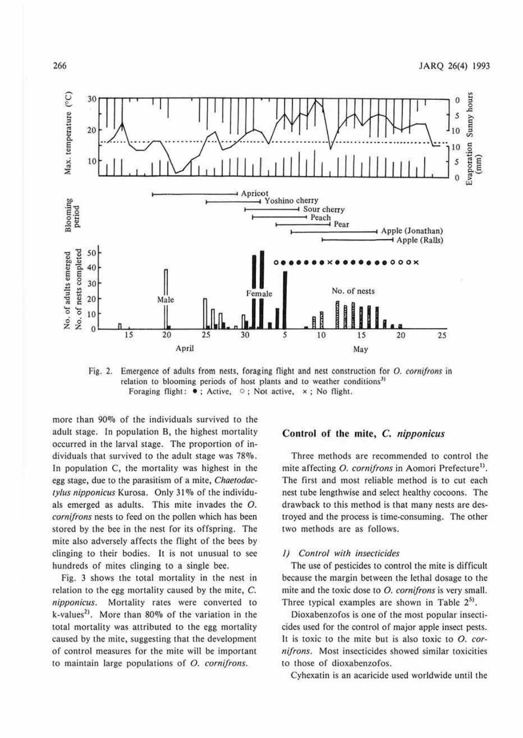Fig. 2. Emergence of adults from nests, foraging flight and nest construction for *O. cornifrons* in relation to blooming periods of host plants and to weather conditions[3]
Foraging flight: ●; Active, ○; Not active, ×; No flight.

more than 90% of the individuals survived to the adult stage. In population B, the highest mortality occurred in the larval stage. The proportion of individuals that survived to the adult stage was 78%. In population C, the mortality was highest in the egg stage, due to the parasitism of a mite, *Chaetodactylus nipponicus* Kurosa. Only 31% of the individuals emerged as adults. This mite invades the *O. cornifrons* nests to feed on the pollen which has been stored by the bee in the nest for its offspring. The mite also adversely affects the flight of the bees by clinging to their bodies. It is not unusual to see hundreds of mites clinging to a single bee.

Fig. 3 shows the total mortality in the nest in relation to the egg mortality caused by the mite, *C. nipponicus*. Mortality rates were converted to k-values[2]. More than 80% of the variation in the total mortality was attributed to the egg mortality caused by the mite, suggesting that the development of control measures for the mite will be important to maintain large populations of *O. cornifrons*.

## Control of the mite, *C. nipponicus*

Three methods are recommended to control the mite affecting *O. cornifrons* in Aomori Prefecture[1]. The first and most reliable method is to cut each nest tube lengthwise and select healthy cocoons. The drawback to this method is that many nests are destroyed and the process is time-consuming. The other two methods are as follows.

### *1) Control with insecticides*

The use of pesticides to control the mite is difficult because the margin between the lethal dosage to the mite and the toxic dose to *O. cornifrons* is very small. Three typical examples are shown in Table 2[5].

Dioxabenzofos is one of the most popular insecticides used for the control of major apple insect pests. It is toxic to the mite but is also toxic to *O. cornifrons*. Most insecticides showed similar toxicities to those of dioxabenzofos.

Cyhexatin is an acaricide used worldwide until the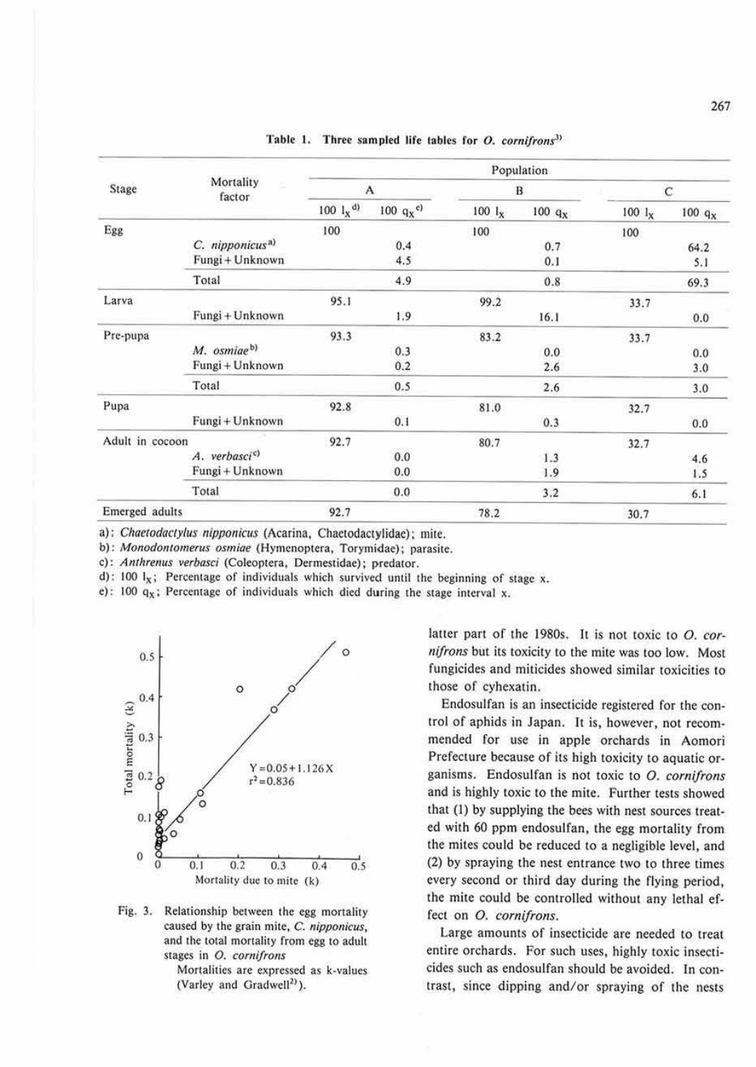**Table 1. Three sampled life tables for *O. cornifrons*[3)]**

| Stage | Mortality factor | Population A | | Population B | | Population C | |
|---|---|---|---|---|---|---|---|
| | | 100 $l_x$ [d)] | 100 $q_x$ [e)] | 100 $l_x$ | 100 $q_x$ | 100 $l_x$ | 100 $q_x$ |
| Egg | | 100 | | 100 | | 100 | |
| | *C. nipponicus*[a)] | | 0.4 | | 0.7 | | 64.2 |
| | Fungi + Unknown | | 4.5 | | 0.1 | | 5.1 |
| | Total | | 4.9 | | 0.8 | | 69.3 |
| Larva | | 95.1 | | 99.2 | | 33.7 | |
| | Fungi + Unknown | | 1.9 | | 16.1 | | 0.0 |
| Pre-pupa | | 93.3 | | 83.2 | | 33.7 | |
| | *M. osmiae*[b)] | | 0.3 | | 0.0 | | 0.0 |
| | Fungi + Unknown | | 0.2 | | 2.6 | | 3.0 |
| | Total | | 0.5 | | 2.6 | | 3.0 |
| Pupa | | 92.8 | | 81.0 | | 32.7 | |
| | Fungi + Unknown | | 0.1 | | 0.3 | | 0.0 |
| Adult in cocoon | | 92.7 | | 80.7 | | 32.7 | |
| | *A. verbasci*[c)] | | 0.0 | | 1.3 | | 4.6 |
| | Fungi + Unknown | | 0.0 | | 1.9 | | 1.5 |
| | Total | | 0.0 | | 3.2 | | 6.1 |
| Emerged adults | | 92.7 | | 78.2 | | 30.7 | |

a): *Chaetodactylus nipponicus* (Acarina, Chaetodactylidae); mite.
b): *Monodontomerus osmiae* (Hymenoptera, Torymidae); parasite.
c): *Anthrenus verbasci* (Coleoptera, Dermestidae); predator.
d): 100 $l_x$; Percentage of individuals which survived until the beginning of stage x.
e): 100 $q_x$; Percentage of individuals which died during the stage interval x.

Fig. 3. Relationship between the egg mortality caused by the grain mite, *C. nipponicus*, and the total mortality from egg to adult stages in *O. cornifrons*
Mortalities are expressed as k-values (Varley and Gradwell[2)]).

latter part of the 1980s. It is not toxic to *O. cornifrons* but its toxicity to the mite was too low. Most fungicides and miticides showed similar toxicities to those of cyhexatin.

Endosulfan is an insecticide registered for the control of aphids in Japan. It is, however, not recommended for use in apple orchards in Aomori Prefecture because of its high toxicity to aquatic organisms. Endosulfan is not toxic to *O. cornifrons* and is highly toxic to the mite. Further tests showed that (1) by supplying the bees with nest sources treated with 60 ppm endosulfan, the egg mortality from the mites could be reduced to a negligible level, and (2) by spraying the nest entrance two to three times every second or third day during the flying period, the mite could be controlled without any lethal effect on *O. cornifrons*.

Large amounts of insecticide are needed to treat entire orchards. For such uses, highly toxic insecticides such as endosulfan should be avoided. In contrast, since dipping and/or spraying of the nests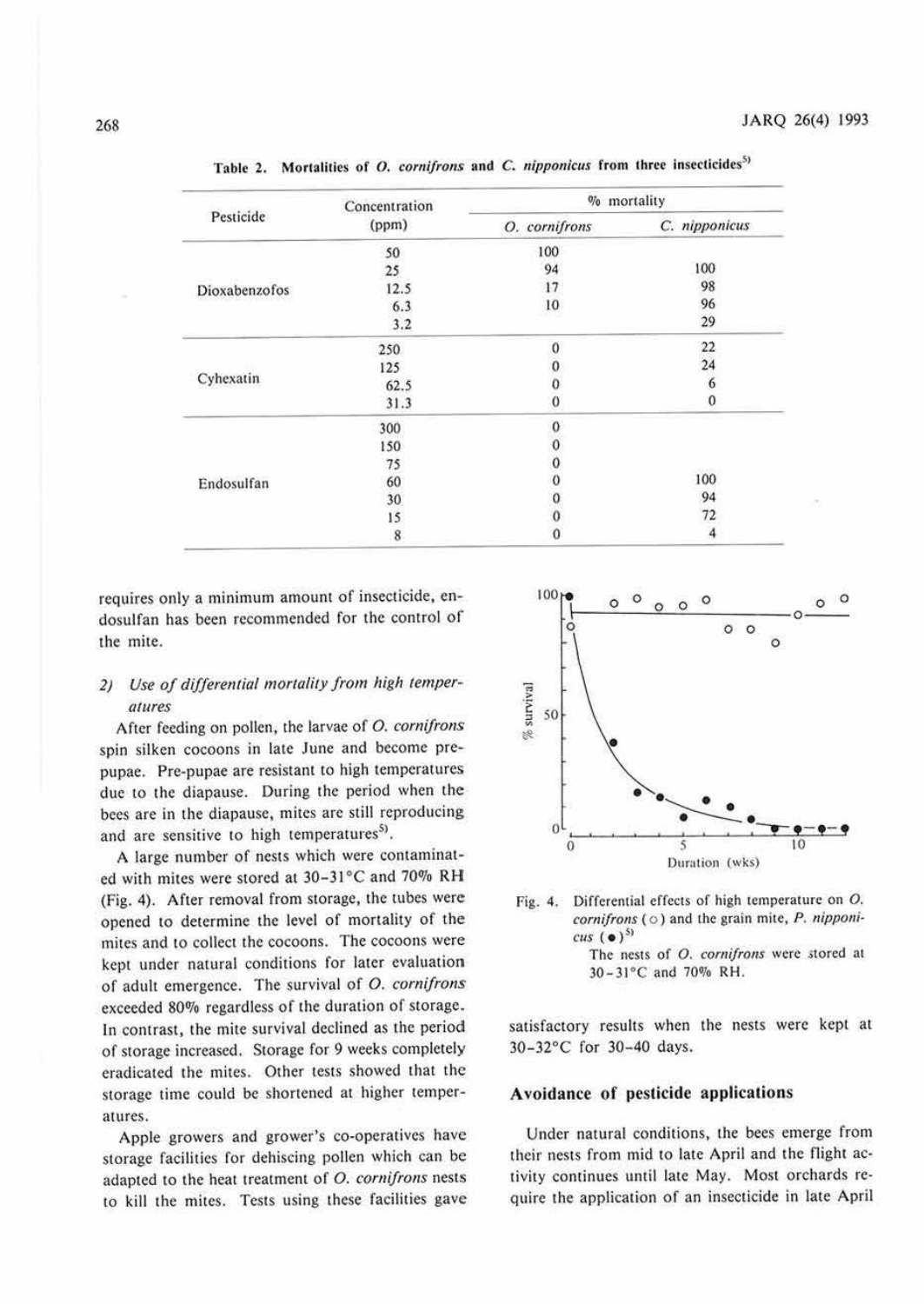Table 2. Mortalities of *O. cornifrons* and *C. nipponicus* from three insecticides[5]

| Pesticide | Concentration (ppm) | % mortality | |
|---|---|---|---|
| | | *O. cornifrons* | *C. nipponicus* |
| Dioxabenzofos | 50 | 100 | |
| | 25 | 94 | 100 |
| | 12.5 | 17 | 98 |
| | 6.3 | 10 | 96 |
| | 3.2 | | 29 |
| Cyhexatin | 250 | 0 | 22 |
| | 125 | 0 | 24 |
| | 62.5 | 0 | 6 |
| | 31.3 | 0 | 0 |
| Endosulfan | 300 | 0 | |
| | 150 | 0 | |
| | 75 | 0 | |
| | 60 | 0 | 100 |
| | 30 | 0 | 94 |
| | 15 | 0 | 72 |
| | 8 | 0 | 4 |

requires only a minimum amount of insecticide, endosulfan has been recommended for the control of the mite.

### 2) Use of differential mortality from high temperatures

After feeding on pollen, the larvae of *O. cornifrons* spin silken cocoons in late June and become pre-pupae. Pre-pupae are resistant to high temperatures due to the diapause. During the period when the bees are in the diapause, mites are still reproducing and are sensitive to high temperatures[5].

A large number of nests which were contaminated with mites were stored at 30–31°C and 70% RH (Fig. 4). After removal from storage, the tubes were opened to determine the level of mortality of the mites and to collect the cocoons. The cocoons were kept under natural conditions for later evaluation of adult emergence. The survival of *O. cornifrons* exceeded 80% regardless of the duration of storage. In contrast, the mite survival declined as the period of storage increased. Storage for 9 weeks completely eradicated the mites. Other tests showed that the storage time could be shortened at higher temperatures.

Apple growers and grower's co-operatives have storage facilities for dehiscing pollen which can be adapted to the heat treatment of *O. cornifrons* nests to kill the mites. Tests using these facilities gave satisfactory results when the nests were kept at 30–32°C for 30–40 days.

Fig. 4. Differential effects of high temperature on *O. cornifrons* (○) and the grain mite, *P. nipponicus* (●)[5]
The nests of *O. cornifrons* were stored at 30–31°C and 70% RH.

## Avoidance of pesticide applications

Under natural conditions, the bees emerge from their nests from mid to late April and the flight activity continues until late May. Most orchards require the application of an insecticide in late April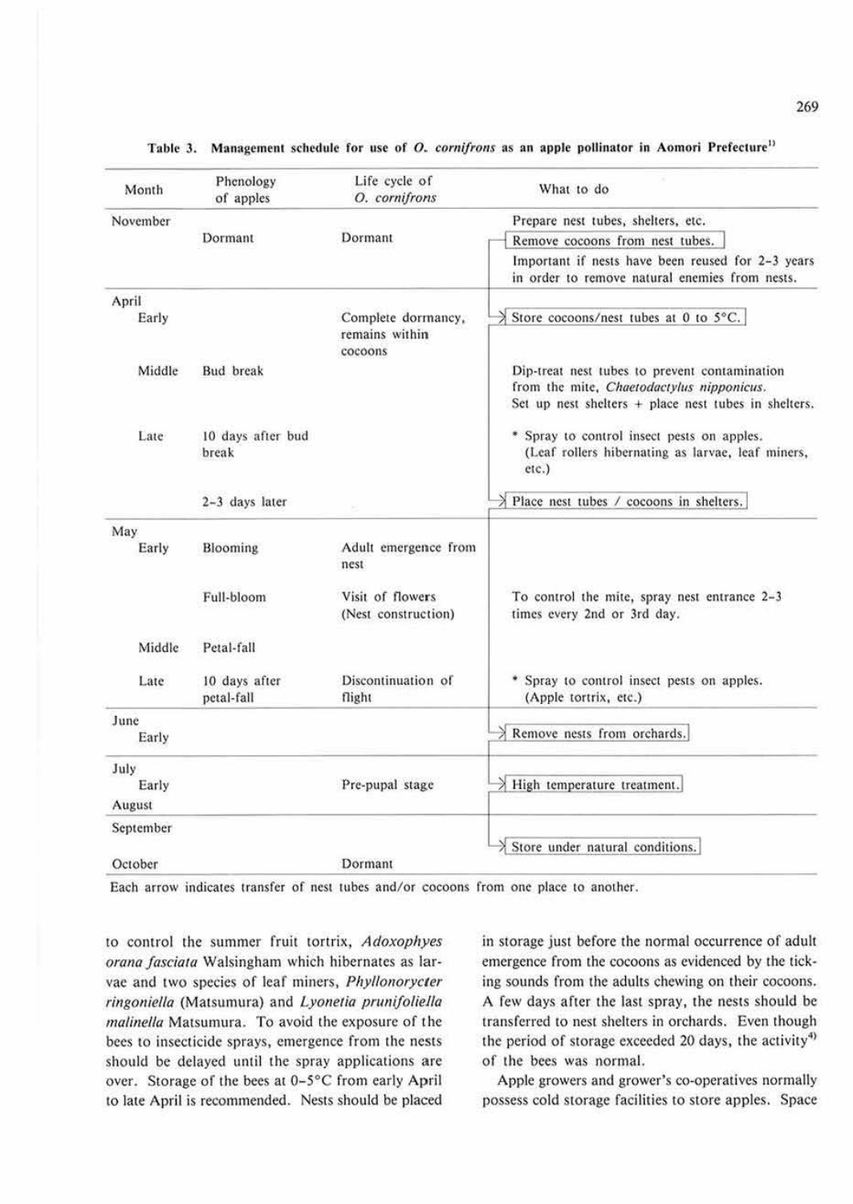**Table 3. Management schedule for use of *O. cornifrons* as an apple pollinator in Aomori Prefecture[1)]**

| Month | Phenology of apples | Life cycle of *O. cornifrons* | What to do |
|---|---|---|---|
| November | Dormant | Dormant | Prepare nest tubes, shelters, etc. → Remove cocoons from nest tubes. Important if nests have been reused for 2-3 years in order to remove natural enemies from nests. |
| April Early | | Complete dormancy, remains within cocoons | → Store cocoons/nest tubes at 0 to 5°C. |
| Middle | Bud break | | Dip-treat nest tubes to prevent contamination from the mite, *Chaetodactylus nipponicus*. Set up nest shelters + place nest tubes in shelters. |
| Late | 10 days after bud break | | * Spray to control insect pests on apples. (Leaf rollers hibernating as larvae, leaf miners, etc.) |
| | 2-3 days later | | → Place nest tubes / cocoons in shelters. |
| May Early | Blooming | Adult emergence from nest | |
| | Full-bloom | Visit of flowers (Nest construction) | To control the mite, spray nest entrance 2-3 times every 2nd or 3rd day. |
| Middle | Petal-fall | | |
| Late | 10 days after petal-fall | Discontinuation of flight | * Spray to control insect pests on apples. (Apple tortrix, etc.) |
| June Early | | | → Remove nests from orchards. |
| July Early | | Pre-pupal stage | → High temperature treatment. |
| August | | | |
| September | | | → Store under natural conditions. |
| October | | Dormant | |

Each arrow indicates transfer of nest tubes and/or cocoons from one place to another.

to control the summer fruit tortrix, *Adoxophyes orana fasciata* Walsingham which hibernates as larvae and two species of leaf miners, *Phyllonorycter ringoniella* (Matsumura) and *Lyonetia prunifoliella malinella* Matsumura. To avoid the exposure of the bees to insecticide sprays, emergence from the nests should be delayed until the spray applications are over. Storage of the bees at 0-5°C from early April to late April is recommended. Nests should be placed in storage just before the normal occurrence of adult emergence from the cocoons as evidenced by the ticking sounds from the adults chewing on their cocoons. A few days after the last spray, the nests should be transferred to nest shelters in orchards. Even though the period of storage exceeded 20 days, the activity[4)] of the bees was normal.

Apple growers and grower's co-operatives normally possess cold storage facilities to store apples. Space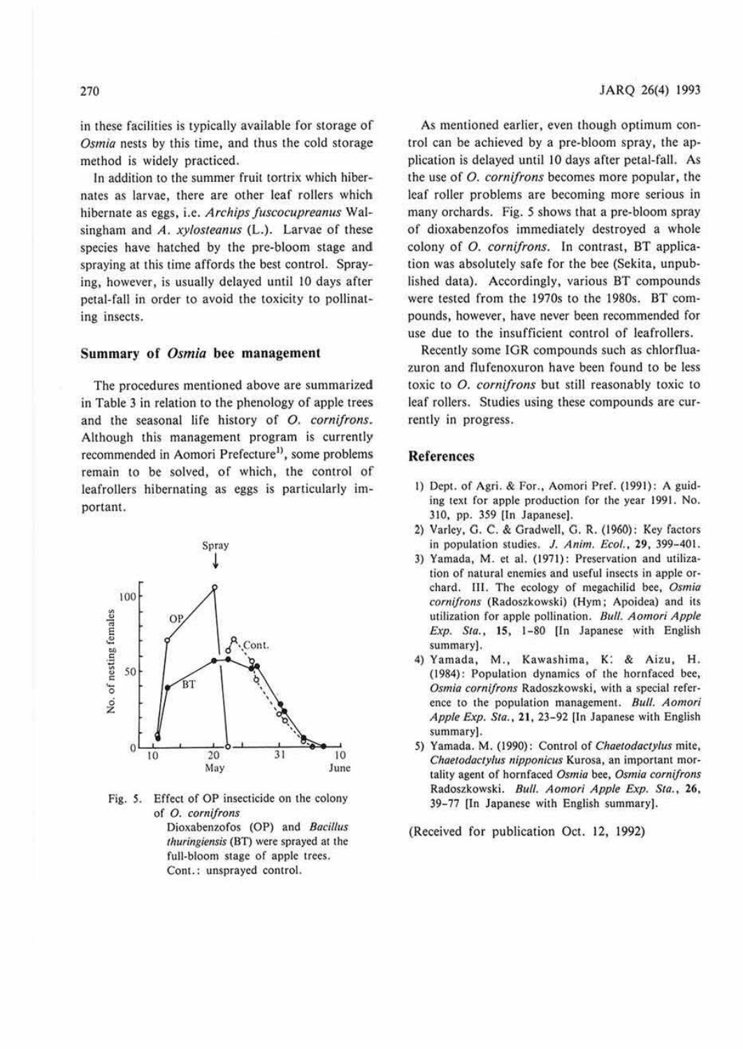in these facilities is typically available for storage of *Osmia* nests by this time, and thus the cold storage method is widely practiced.

In addition to the summer fruit tortrix which hibernates as larvae, there are other leaf rollers which hibernate as eggs, i.e. *Archips fuscocupreanus* Walsingham and *A. xylosteanus* (L.). Larvae of these species have hatched by the pre-bloom stage and spraying at this time affords the best control. Spraying, however, is usually delayed until 10 days after petal-fall in order to avoid the toxicity to pollinating insects.

## Summary of *Osmia* bee management

The procedures mentioned above are summarized in Table 3 in relation to the phenology of apple trees and the seasonal life history of *O. cornifrons*. Although this management program is currently recommended in Aomori Prefecture[1], some problems remain to be solved, of which, the control of leafrollers hibernating as eggs is particularly important.

Spray

No. of nesting females

100

50

0

OP

BT

Cont.

10

20

31

10

May

June

Fig. 5. Effect of OP insecticide on the colony of *O. cornifrons*
Dioxabenzofos (OP) and *Bacillus thuringiensis* (BT) were sprayed at the full-bloom stage of apple trees.
Cont.: unsprayed control.

As mentioned earlier, even though optimum control can be achieved by a pre-bloom spray, the application is delayed until 10 days after petal-fall. As the use of *O. cornifrons* becomes more popular, the leaf roller problems are becoming more serious in many orchards. Fig. 5 shows that a pre-bloom spray of dioxabenzofos immediately destroyed a whole colony of *O. cornifrons*. In contrast, BT application was absolutely safe for the bee (Sekita, unpublished data). Accordingly, various BT compounds were tested from the 1970s to the 1980s. BT compounds, however, have never been recommended for use due to the insufficient control of leafrollers.

Recently some IGR compounds such as chlorfluazuron and flufenoxuron have been found to be less toxic to *O. cornifrons* but still reasonably toxic to leaf rollers. Studies using these compounds are currently in progress.

## References

1) Dept. of Agri. & For., Aomori Pref. (1991): A guiding text for apple production for the year 1991. No. 310, pp. 359 [In Japanese].
2) Varley, G. C. & Gradwell, G. R. (1960): Key factors in population studies. *J. Anim. Ecol.*, **29**, 399–401.
3) Yamada, M. et al. (1971): Preservation and utilization of natural enemies and useful insects in apple orchard. III. The ecology of megachilid bee, *Osmia cornifrons* (Radoszkowski) (Hym; Apoidea) and its utilization for apple pollination. *Bull. Aomori Apple Exp. Sta.*, **15**, 1–80 [In Japanese with English summary].
4) Yamada, M., Kawashima, K. & Aizu, H. (1984): Population dynamics of the hornfaced bee, *Osmia cornifrons* Radoszkowski, with a special reference to the population management. *Bull. Aomori Apple Exp. Sta.*, **21**, 23–92 [In Japanese with English summary].
5) Yamada, M. (1990): Control of *Chaetodactylus* mite, *Chaetodactylus nipponicus* Kurosa, an important mortality agent of hornfaced *Osmia* bee, *Osmia cornifrons* Radoszkowski. *Bull. Aomori Apple Exp. Sta.*, **26**, 39–77 [In Japanese with English summary].

(Received for publication Oct. 12, 1992)